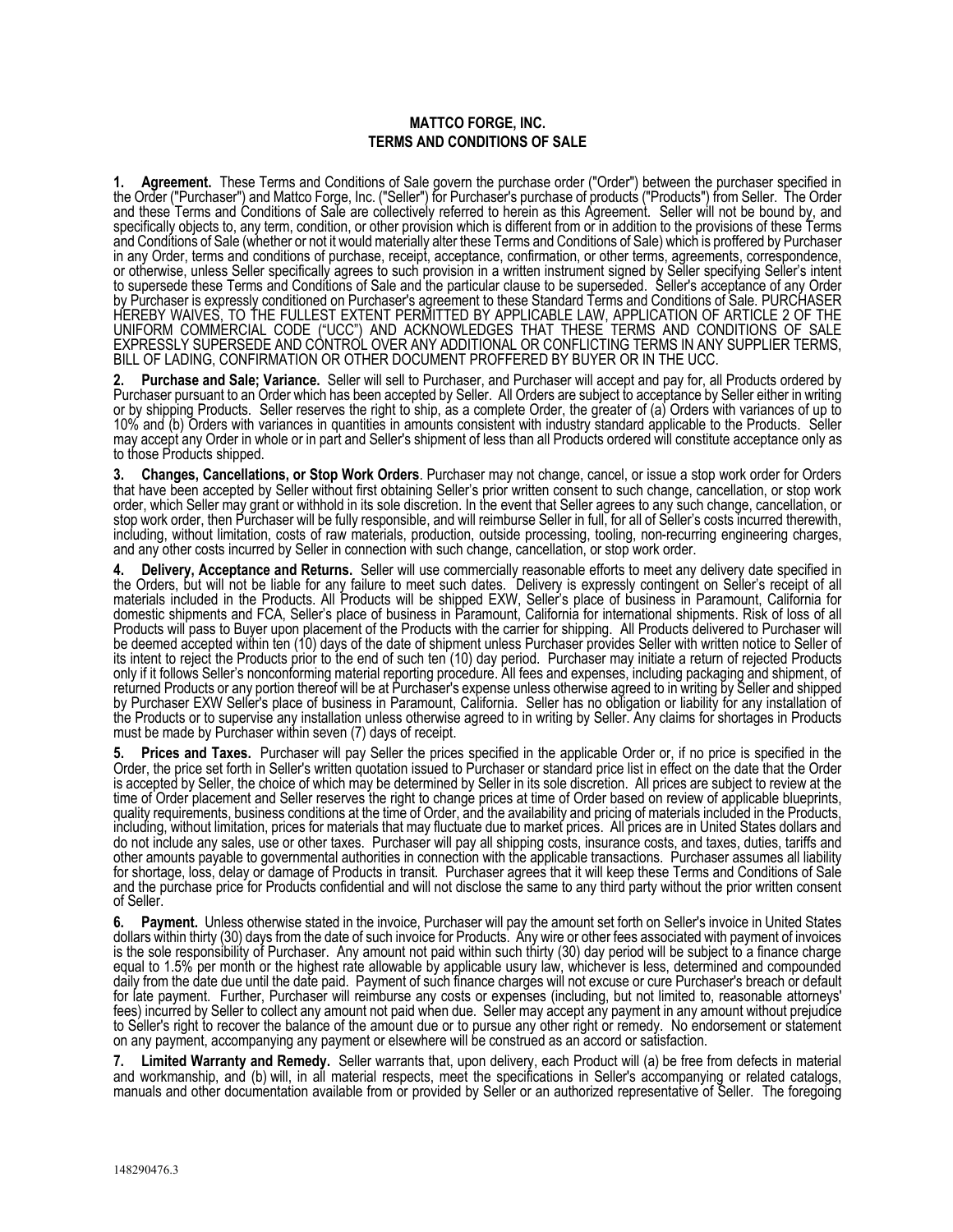# MATTCO FORGE, INC.
## TERMS AND CONDITIONS OF SALE

**1. Agreement.** These Terms and Conditions of Sale govern the purchase order ("Order") between the purchaser specified in the Order ("Purchaser") and Mattco Forge, Inc. ("Seller") for Purchaser's purchase of products ("Products") from Seller. The Order and these Terms and Conditions of Sale are collectively referred to herein as this Agreement. Seller will not be bound by, and specifically objects to, any term, condition, or other provision which is different from or in addition to the provisions of these Terms and Conditions of Sale (whether or not it would materially alter these Terms and Conditions of Sale) which is proffered by Purchaser in any Order, terms and conditions of purchase, receipt, acceptance, confirmation, or other terms, agreements, correspondence, or otherwise, unless Seller specifically agrees to such provision in a written instrument signed by Seller specifying Seller's intent to supersede these Terms and Conditions of Sale and the particular clause to be superseded. Seller's acceptance of any Order by Purchaser is expressly conditioned on Purchaser's agreement to these Standard Terms and Conditions of Sale. PURCHASER HEREBY WAIVES, TO THE FULLEST EXTENT PERMITTED BY APPLICABLE LAW, APPLICATION OF ARTICLE 2 OF THE UNIFORM COMMERCIAL CODE ("UCC") AND ACKNOWLEDGES THAT THESE TERMS AND CONDITIONS OF SALE EXPRESSLY SUPERSEDE AND CONTROL OVER ANY ADDITIONAL OR CONFLICTING TERMS IN ANY SUPPLIER TERMS, BILL OF LADING, CONFIRMATION OR OTHER DOCUMENT PROFFERED BY BUYER OR IN THE UCC.

**2. Purchase and Sale; Variance.** Seller will sell to Purchaser, and Purchaser will accept and pay for, all Products ordered by Purchaser pursuant to an Order which has been accepted by Seller. All Orders are subject to acceptance by Seller either in writing or by shipping Products. Seller reserves the right to ship, as a complete Order, the greater of (a) Orders with variances of up to 10% and (b) Orders with variances in quantities in amounts consistent with industry standard applicable to the Products. Seller may accept any Order in whole or in part and Seller's shipment of less than all Products ordered will constitute acceptance only as to those Products shipped.

**3. Changes, Cancellations, or Stop Work Orders**. Purchaser may not change, cancel, or issue a stop work order for Orders that have been accepted by Seller without first obtaining Seller's prior written consent to such change, cancellation, or stop work order, which Seller may grant or withhold in its sole discretion. In the event that Seller agrees to any such change, cancellation, or stop work order, then Purchaser will be fully responsible, and will reimburse Seller in full, for all of Seller's costs incurred therewith, including, without limitation, costs of raw materials, production, outside processing, tooling, non-recurring engineering charges, and any other costs incurred by Seller in connection with such change, cancellation, or stop work order.

**4. Delivery, Acceptance and Returns.** Seller will use commercially reasonable efforts to meet any delivery date specified in the Orders, but will not be liable for any failure to meet such dates. Delivery is expressly contingent on Seller's receipt of all materials included in the Products. All Products will be shipped EXW, Seller's place of business in Paramount, California for domestic shipments and FCA, Seller's place of business in Paramount, California for international shipments. Risk of loss of all Products will pass to Buyer upon placement of the Products with the carrier for shipping. All Products delivered to Purchaser will be deemed accepted within ten (10) days of the date of shipment unless Purchaser provides Seller with written notice to Seller of its intent to reject the Products prior to the end of such ten (10) day period. Purchaser may initiate a return of rejected Products only if it follows Seller's nonconforming material reporting procedure. All fees and expenses, including packaging and shipment, of returned Products or any portion thereof will be at Purchaser's expense unless otherwise agreed to in writing by Seller and shipped by Purchaser EXW Seller's place of business in Paramount, California. Seller has no obligation or liability for any installation of the Products or to supervise any installation unless otherwise agreed to in writing by Seller. Any claims for shortages in Products must be made by Purchaser within seven (7) days of receipt.

**5. Prices and Taxes.** Purchaser will pay Seller the prices specified in the applicable Order or, if no price is specified in the Order, the price set forth in Seller's written quotation issued to Purchaser or standard price list in effect on the date that the Order is accepted by Seller, the choice of which may be determined by Seller in its sole discretion. All prices are subject to review at the time of Order placement and Seller reserves the right to change prices at time of Order based on review of applicable blueprints, quality requirements, business conditions at the time of Order, and the availability and pricing of materials included in the Products, including, without limitation, prices for materials that may fluctuate due to market prices. All prices are in United States dollars and do not include any sales, use or other taxes. Purchaser will pay all shipping costs, insurance costs, and taxes, duties, tariffs and other amounts payable to governmental authorities in connection with the applicable transactions. Purchaser assumes all liability for shortage, loss, delay or damage of Products in transit. Purchaser agrees that it will keep these Terms and Conditions of Sale and the purchase price for Products confidential and will not disclose the same to any third party without the prior written consent of Seller.

**6. Payment.** Unless otherwise stated in the invoice, Purchaser will pay the amount set forth on Seller's invoice in United States dollars within thirty (30) days from the date of such invoice for Products. Any wire or other fees associated with payment of invoices is the sole responsibility of Purchaser. Any amount not paid within such thirty (30) day period will be subject to a finance charge equal to 1.5% per month or the highest rate allowable by applicable usury law, whichever is less, determined and compounded daily from the date due until the date paid. Payment of such finance charges will not excuse or cure Purchaser's breach or default for late payment. Further, Purchaser will reimburse any costs or expenses (including, but not limited to, reasonable attorneys' fees) incurred by Seller to collect any amount not paid when due. Seller may accept any payment in any amount without prejudice to Seller's right to recover the balance of the amount due or to pursue any other right or remedy. No endorsement or statement on any payment, accompanying any payment or elsewhere will be construed as an accord or satisfaction.

**7. Limited Warranty and Remedy.** Seller warrants that, upon delivery, each Product will (a) be free from defects in material and workmanship, and (b) will, in all material respects, meet the specifications in Seller's accompanying or related catalogs, manuals and other documentation available from or provided by Seller or an authorized representative of Seller. The foregoing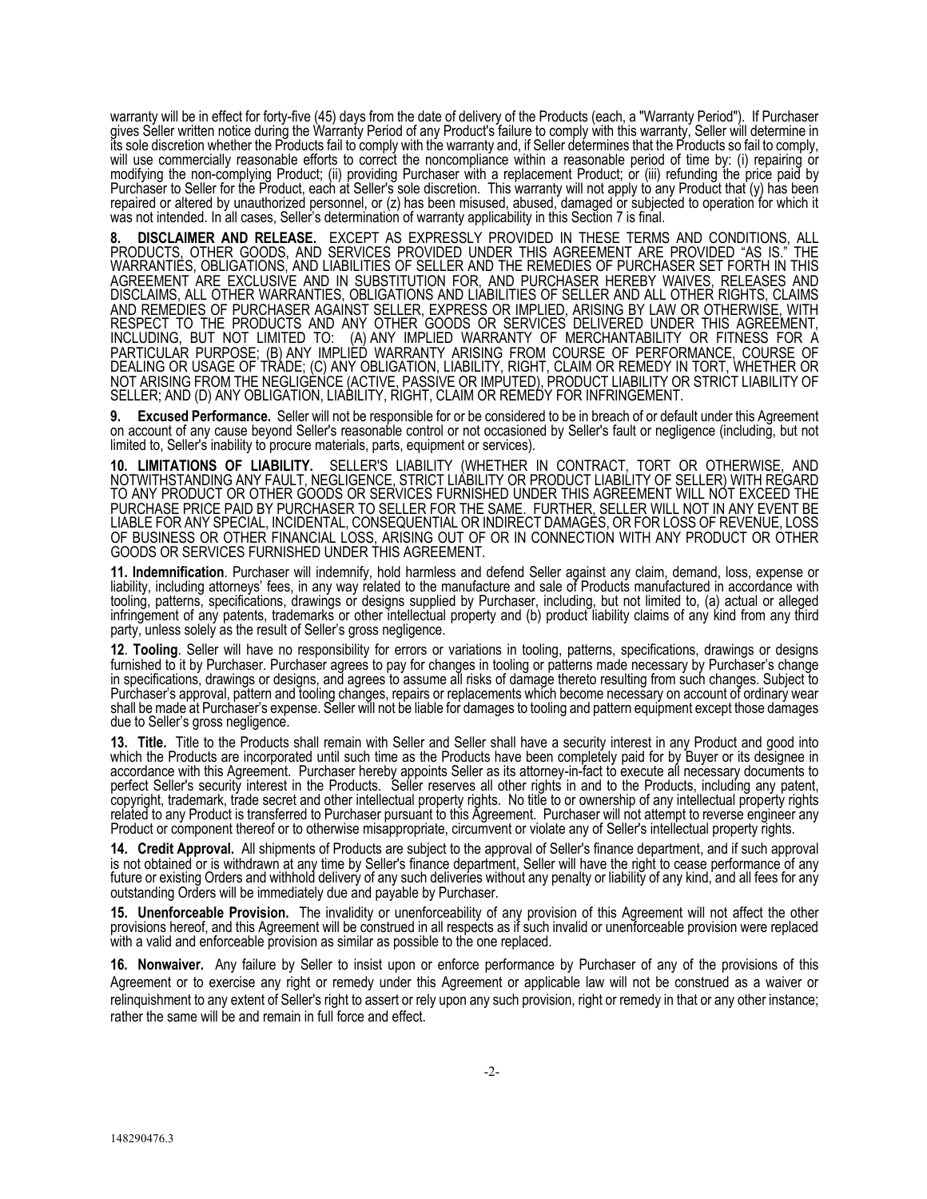warranty will be in effect for forty-five (45) days from the date of delivery of the Products (each, a "Warranty Period"). If Purchaser gives Seller written notice during the Warranty Period of any Product's failure to comply with this warranty, Seller will determine in its sole discretion whether the Products fail to comply with the warranty and, if Seller determines that the Products so fail to comply, will use commercially reasonable efforts to correct the noncompliance within a reasonable period of time by: (i) repairing or modifying the non-complying Product; (ii) providing Purchaser with a replacement Product; or (iii) refunding the price paid by Purchaser to Seller for the Product, each at Seller's sole discretion. This warranty will not apply to any Product that (y) has been repaired or altered by unauthorized personnel, or (z) has been misused, abused, damaged or subjected to operation for which it was not intended. In all cases, Seller's determination of warranty applicability in this Section 7 is final.

**8. DISCLAIMER AND RELEASE.** EXCEPT AS EXPRESSLY PROVIDED IN THESE TERMS AND CONDITIONS, ALL PRODUCTS, OTHER GOODS, AND SERVICES PROVIDED UNDER THIS AGREEMENT ARE PROVIDED "AS IS." THE WARRANTIES, OBLIGATIONS, AND LIABILITIES OF SELLER AND THE REMEDIES OF PURCHASER SET FORTH IN THIS AGREEMENT ARE EXCLUSIVE AND IN SUBSTITUTION FOR, AND PURCHASER HEREBY WAIVES, RELEASES AND DISCLAIMS, ALL OTHER WARRANTIES, OBLIGATIONS AND LIABILITIES OF SELLER AND ALL OTHER RIGHTS, CLAIMS AND REMEDIES OF PURCHASER AGAINST SELLER, EXPRESS OR IMPLIED, ARISING BY LAW OR OTHERWISE, WITH RESPECT TO THE PRODUCTS AND ANY OTHER GOODS OR SERVICES DELIVERED UNDER THIS AGREEMENT, INCLUDING, BUT NOT LIMITED TO: (A) ANY IMPLIED WARRANTY OF MERCHANTABILITY OR FITNESS FOR A PARTICULAR PURPOSE; (B) ANY IMPLIED WARRANTY ARISING FROM COURSE OF PERFORMANCE, COURSE OF DEALING OR USAGE OF TRADE; (C) ANY OBLIGATION, LIABILITY, RIGHT, CLAIM OR REMEDY IN TORT, WHETHER OR NOT ARISING FROM THE NEGLIGENCE (ACTIVE, PASSIVE OR IMPUTED), PRODUCT LIABILITY OR STRICT LIABILITY OF SELLER; AND (D) ANY OBLIGATION, LIABILITY, RIGHT, CLAIM OR REMEDY FOR INFRINGEMENT.

**9. Excused Performance.** Seller will not be responsible for or be considered to be in breach of or default under this Agreement on account of any cause beyond Seller's reasonable control or not occasioned by Seller's fault or negligence (including, but not limited to, Seller's inability to procure materials, parts, equipment or services).

**10. LIMITATIONS OF LIABILITY.** SELLER'S LIABILITY (WHETHER IN CONTRACT, TORT OR OTHERWISE, AND NOTWITHSTANDING ANY FAULT, NEGLIGENCE, STRICT LIABILITY OR PRODUCT LIABILITY OF SELLER) WITH REGARD TO ANY PRODUCT OR OTHER GOODS OR SERVICES FURNISHED UNDER THIS AGREEMENT WILL NOT EXCEED THE PURCHASE PRICE PAID BY PURCHASER TO SELLER FOR THE SAME. FURTHER, SELLER WILL NOT IN ANY EVENT BE LIABLE FOR ANY SPECIAL, INCIDENTAL, CONSEQUENTIAL OR INDIRECT DAMAGES, OR FOR LOSS OF REVENUE, LOSS OF BUSINESS OR OTHER FINANCIAL LOSS, ARISING OUT OF OR IN CONNECTION WITH ANY PRODUCT OR OTHER GOODS OR SERVICES FURNISHED UNDER THIS AGREEMENT.

**11. Indemnification**. Purchaser will indemnify, hold harmless and defend Seller against any claim, demand, loss, expense or liability, including attorneys' fees, in any way related to the manufacture and sale of Products manufactured in accordance with tooling, patterns, specifications, drawings or designs supplied by Purchaser, including, but not limited to, (a) actual or alleged infringement of any patents, trademarks or other intellectual property and (b) product liability claims of any kind from any third party, unless solely as the result of Seller's gross negligence.

**12**. **Tooling**. Seller will have no responsibility for errors or variations in tooling, patterns, specifications, drawings or designs furnished to it by Purchaser. Purchaser agrees to pay for changes in tooling or patterns made necessary by Purchaser's change in specifications, drawings or designs, and agrees to assume all risks of damage thereto resulting from such changes. Subject to Purchaser's approval, pattern and tooling changes, repairs or replacements which become necessary on account of ordinary wear shall be made at Purchaser's expense. Seller will not be liable for damages to tooling and pattern equipment except those damages due to Seller's gross negligence.

**13. Title.** Title to the Products shall remain with Seller and Seller shall have a security interest in any Product and good into which the Products are incorporated until such time as the Products have been completely paid for by Buyer or its designee in accordance with this Agreement. Purchaser hereby appoints Seller as its attorney-in-fact to execute all necessary documents to perfect Seller's security interest in the Products. Seller reserves all other rights in and to the Products, including any patent, copyright, trademark, trade secret and other intellectual property rights. No title to or ownership of any intellectual property rights related to any Product is transferred to Purchaser pursuant to this Agreement. Purchaser will not attempt to reverse engineer any Product or component thereof or to otherwise misappropriate, circumvent or violate any of Seller's intellectual property rights.

**14. Credit Approval.** All shipments of Products are subject to the approval of Seller's finance department, and if such approval is not obtained or is withdrawn at any time by Seller's finance department, Seller will have the right to cease performance of any future or existing Orders and withhold delivery of any such deliveries without any penalty or liability of any kind, and all fees for any outstanding Orders will be immediately due and payable by Purchaser.

**15. Unenforceable Provision.** The invalidity or unenforceability of any provision of this Agreement will not affect the other provisions hereof, and this Agreement will be construed in all respects as if such invalid or unenforceable provision were replaced with a valid and enforceable provision as similar as possible to the one replaced.

**16. Nonwaiver.** Any failure by Seller to insist upon or enforce performance by Purchaser of any of the provisions of this Agreement or to exercise any right or remedy under this Agreement or applicable law will not be construed as a waiver or relinquishment to any extent of Seller's right to assert or rely upon any such provision, right or remedy in that or any other instance; rather the same will be and remain in full force and effect.

148290476.3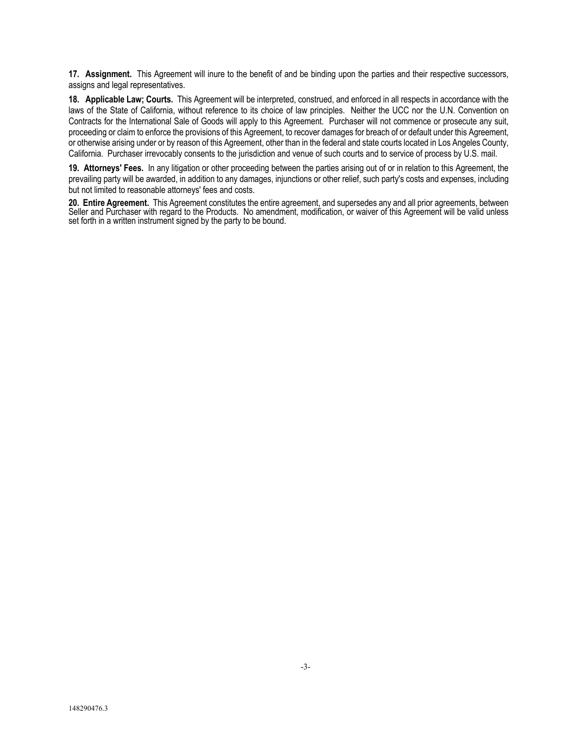**17. Assignment.** This Agreement will inure to the benefit of and be binding upon the parties and their respective successors, assigns and legal representatives.

**18. Applicable Law; Courts.** This Agreement will be interpreted, construed, and enforced in all respects in accordance with the laws of the State of California, without reference to its choice of law principles. Neither the UCC nor the U.N. Convention on Contracts for the International Sale of Goods will apply to this Agreement. Purchaser will not commence or prosecute any suit, proceeding or claim to enforce the provisions of this Agreement, to recover damages for breach of or default under this Agreement, or otherwise arising under or by reason of this Agreement, other than in the federal and state courts located in Los Angeles County, California. Purchaser irrevocably consents to the jurisdiction and venue of such courts and to service of process by U.S. mail.

**19. Attorneys' Fees.** In any litigation or other proceeding between the parties arising out of or in relation to this Agreement, the prevailing party will be awarded, in addition to any damages, injunctions or other relief, such party's costs and expenses, including but not limited to reasonable attorneys' fees and costs.

**20. Entire Agreement.** This Agreement constitutes the entire agreement, and supersedes any and all prior agreements, between Seller and Purchaser with regard to the Products. No amendment, modification, or waiver of this Agreement will be valid unless set forth in a written instrument signed by the party to be bound.

148290476.3